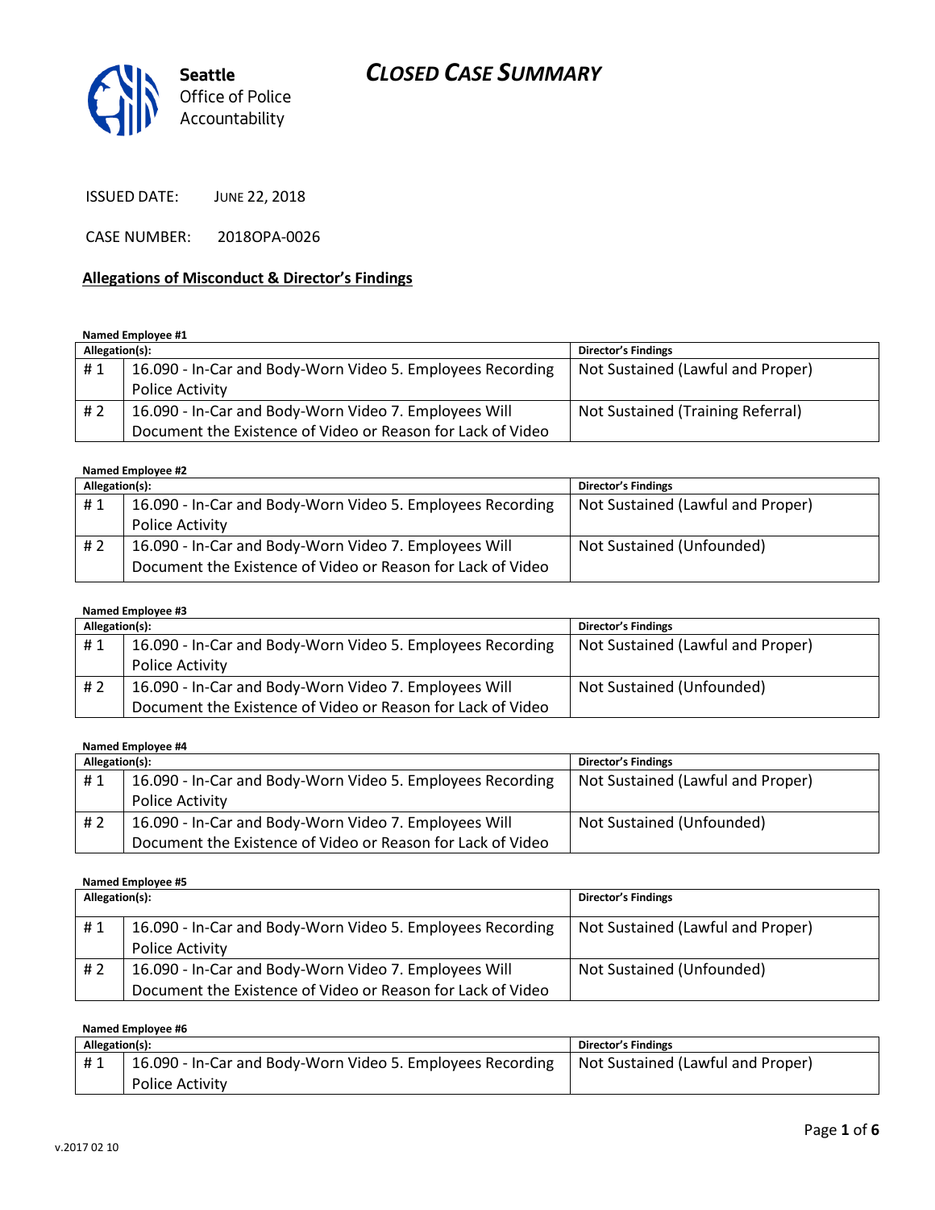# CLOSED CASE SUMMARY

**Seattle**
Office of Police Accountability

ISSUED DATE: JUNE 22, 2018

CASE NUMBER: 2018OPA-0026

## Allegations of Misconduct & Director's Findings

**Named Employee #1**

| Allegation(s): | | Director's Findings |
|---|---|---|
| # 1 | 16.090 - In-Car and Body-Worn Video 5. Employees Recording Police Activity | Not Sustained (Lawful and Proper) |
| # 2 | 16.090 - In-Car and Body-Worn Video 7. Employees Will Document the Existence of Video or Reason for Lack of Video | Not Sustained (Training Referral) |

**Named Employee #2**

| Allegation(s): | | Director's Findings |
|---|---|---|
| # 1 | 16.090 - In-Car and Body-Worn Video 5. Employees Recording Police Activity | Not Sustained (Lawful and Proper) |
| # 2 | 16.090 - In-Car and Body-Worn Video 7. Employees Will Document the Existence of Video or Reason for Lack of Video | Not Sustained (Unfounded) |

**Named Employee #3**

| Allegation(s): | | Director's Findings |
|---|---|---|
| # 1 | 16.090 - In-Car and Body-Worn Video 5. Employees Recording Police Activity | Not Sustained (Lawful and Proper) |
| # 2 | 16.090 - In-Car and Body-Worn Video 7. Employees Will Document the Existence of Video or Reason for Lack of Video | Not Sustained (Unfounded) |

**Named Employee #4**

| Allegation(s): | | Director's Findings |
|---|---|---|
| # 1 | 16.090 - In-Car and Body-Worn Video 5. Employees Recording Police Activity | Not Sustained (Lawful and Proper) |
| # 2 | 16.090 - In-Car and Body-Worn Video 7. Employees Will Document the Existence of Video or Reason for Lack of Video | Not Sustained (Unfounded) |

**Named Employee #5**

| Allegation(s): | | Director's Findings |
|---|---|---|
| # 1 | 16.090 - In-Car and Body-Worn Video 5. Employees Recording Police Activity | Not Sustained (Lawful and Proper) |
| # 2 | 16.090 - In-Car and Body-Worn Video 7. Employees Will Document the Existence of Video or Reason for Lack of Video | Not Sustained (Unfounded) |

**Named Employee #6**

| Allegation(s): | | Director's Findings |
|---|---|---|
| # 1 | 16.090 - In-Car and Body-Worn Video 5. Employees Recording Police Activity | Not Sustained (Lawful and Proper) |

v.2017 02 10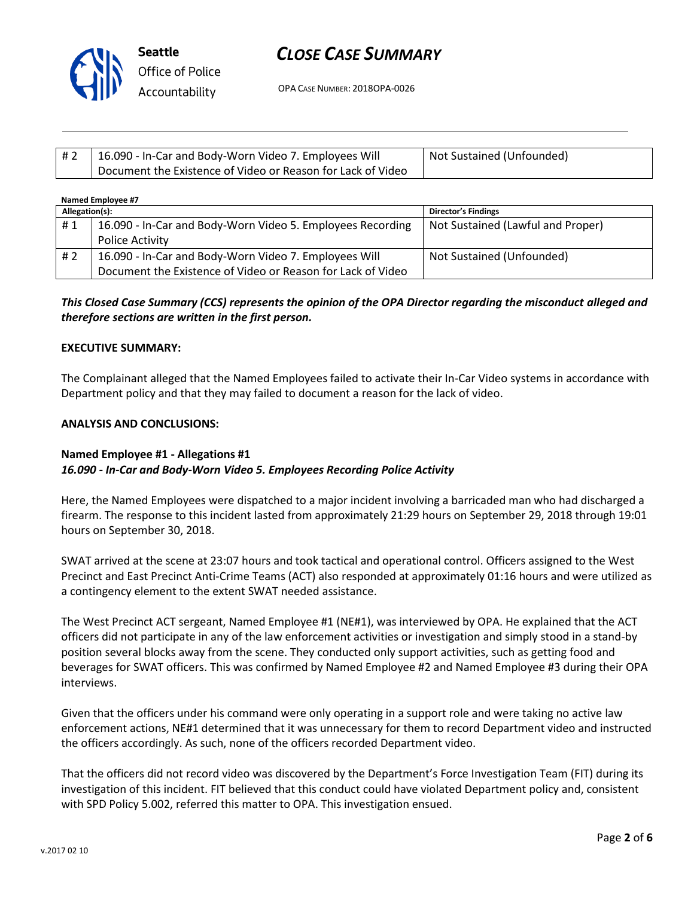| # 2 | 16.090 - In-Car and Body-Worn Video 7. Employees Will Document the Existence of Video or Reason for Lack of Video | Not Sustained (Unfounded) |
|---|---|---|

**Named Employee #7**

| Allegation(s): | | Director's Findings |
|---|---|---|
| # 1 | 16.090 - In-Car and Body-Worn Video 5. Employees Recording Police Activity | Not Sustained (Lawful and Proper) |
| # 2 | 16.090 - In-Car and Body-Worn Video 7. Employees Will Document the Existence of Video or Reason for Lack of Video | Not Sustained (Unfounded) |

***This Closed Case Summary (CCS) represents the opinion of the OPA Director regarding the misconduct alleged and therefore sections are written in the first person.***

**EXECUTIVE SUMMARY:**

The Complainant alleged that the Named Employees failed to activate their In-Car Video systems in accordance with Department policy and that they may failed to document a reason for the lack of video.

**ANALYSIS AND CONCLUSIONS:**

**Named Employee #1 - Allegations #1**
***16.090 - In-Car and Body-Worn Video 5. Employees Recording Police Activity***

Here, the Named Employees were dispatched to a major incident involving a barricaded man who had discharged a firearm. The response to this incident lasted from approximately 21:29 hours on September 29, 2018 through 19:01 hours on September 30, 2018.

SWAT arrived at the scene at 23:07 hours and took tactical and operational control. Officers assigned to the West Precinct and East Precinct Anti-Crime Teams (ACT) also responded at approximately 01:16 hours and were utilized as a contingency element to the extent SWAT needed assistance.

The West Precinct ACT sergeant, Named Employee #1 (NE#1), was interviewed by OPA. He explained that the ACT officers did not participate in any of the law enforcement activities or investigation and simply stood in a stand-by position several blocks away from the scene. They conducted only support activities, such as getting food and beverages for SWAT officers. This was confirmed by Named Employee #2 and Named Employee #3 during their OPA interviews.

Given that the officers under his command were only operating in a support role and were taking no active law enforcement actions, NE#1 determined that it was unnecessary for them to record Department video and instructed the officers accordingly. As such, none of the officers recorded Department video.

That the officers did not record video was discovered by the Department's Force Investigation Team (FIT) during its investigation of this incident. FIT believed that this conduct could have violated Department policy and, consistent with SPD Policy 5.002, referred this matter to OPA. This investigation ensued.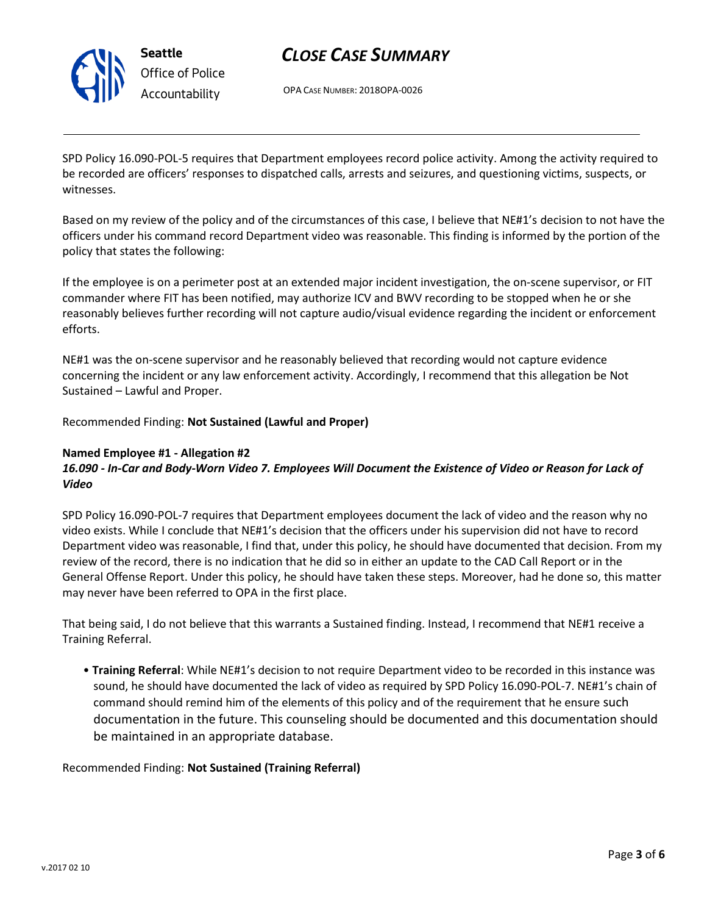SPD Policy 16.090-POL-5 requires that Department employees record police activity. Among the activity required to be recorded are officers' responses to dispatched calls, arrests and seizures, and questioning victims, suspects, or witnesses.

Based on my review of the policy and of the circumstances of this case, I believe that NE#1's decision to not have the officers under his command record Department video was reasonable. This finding is informed by the portion of the policy that states the following:

If the employee is on a perimeter post at an extended major incident investigation, the on-scene supervisor, or FIT commander where FIT has been notified, may authorize ICV and BWV recording to be stopped when he or she reasonably believes further recording will not capture audio/visual evidence regarding the incident or enforcement efforts.

NE#1 was the on-scene supervisor and he reasonably believed that recording would not capture evidence concerning the incident or any law enforcement activity. Accordingly, I recommend that this allegation be Not Sustained – Lawful and Proper.

Recommended Finding: **Not Sustained (Lawful and Proper)**

**Named Employee #1 - Allegation #2**
***16.090 - In-Car and Body-Worn Video 7. Employees Will Document the Existence of Video or Reason for Lack of Video***

SPD Policy 16.090-POL-7 requires that Department employees document the lack of video and the reason why no video exists. While I conclude that NE#1's decision that the officers under his supervision did not have to record Department video was reasonable, I find that, under this policy, he should have documented that decision. From my review of the record, there is no indication that he did so in either an update to the CAD Call Report or in the General Offense Report. Under this policy, he should have taken these steps. Moreover, had he done so, this matter may never have been referred to OPA in the first place.

That being said, I do not believe that this warrants a Sustained finding. Instead, I recommend that NE#1 receive a Training Referral.

- **Training Referral**: While NE#1's decision to not require Department video to be recorded in this instance was sound, he should have documented the lack of video as required by SPD Policy 16.090-POL-7. NE#1's chain of command should remind him of the elements of this policy and of the requirement that he ensure such documentation in the future. This counseling should be documented and this documentation should be maintained in an appropriate database.

Recommended Finding: **Not Sustained (Training Referral)**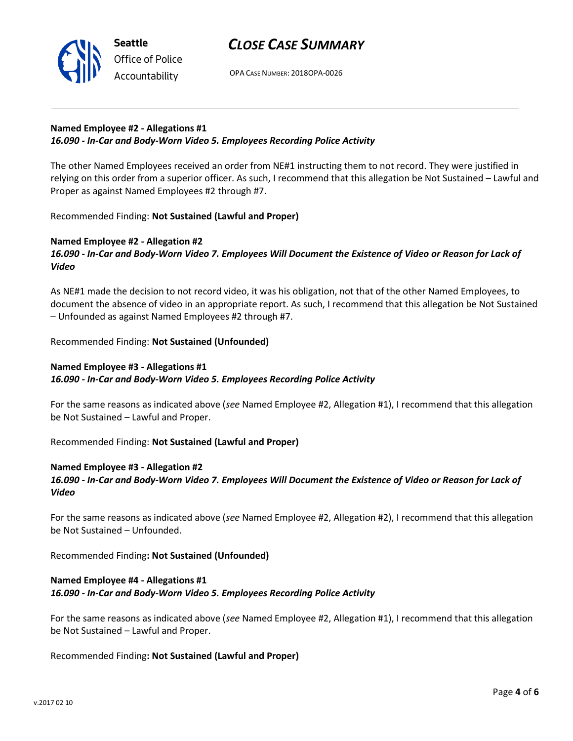**Named Employee #2 - Allegations #1**
***16.090 - In-Car and Body-Worn Video 5. Employees Recording Police Activity***

The other Named Employees received an order from NE#1 instructing them to not record. They were justified in relying on this order from a superior officer. As such, I recommend that this allegation be Not Sustained – Lawful and Proper as against Named Employees #2 through #7.

Recommended Finding: **Not Sustained (Lawful and Proper)**

**Named Employee #2 - Allegation #2**
***16.090 - In-Car and Body-Worn Video 7. Employees Will Document the Existence of Video or Reason for Lack of Video***

As NE#1 made the decision to not record video, it was his obligation, not that of the other Named Employees, to document the absence of video in an appropriate report. As such, I recommend that this allegation be Not Sustained – Unfounded as against Named Employees #2 through #7.

Recommended Finding: **Not Sustained (Unfounded)**

**Named Employee #3 - Allegations #1**
***16.090 - In-Car and Body-Worn Video 5. Employees Recording Police Activity***

For the same reasons as indicated above (*see* Named Employee #2, Allegation #1), I recommend that this allegation be Not Sustained – Lawful and Proper.

Recommended Finding: **Not Sustained (Lawful and Proper)**

**Named Employee #3 - Allegation #2**
***16.090 - In-Car and Body-Worn Video 7. Employees Will Document the Existence of Video or Reason for Lack of Video***

For the same reasons as indicated above (*see* Named Employee #2, Allegation #2), I recommend that this allegation be Not Sustained – Unfounded.

Recommended Finding**: Not Sustained (Unfounded)**

**Named Employee #4 - Allegations #1**
***16.090 - In-Car and Body-Worn Video 5. Employees Recording Police Activity***

For the same reasons as indicated above (*see* Named Employee #2, Allegation #1), I recommend that this allegation be Not Sustained – Lawful and Proper.

Recommended Finding**: Not Sustained (Lawful and Proper)**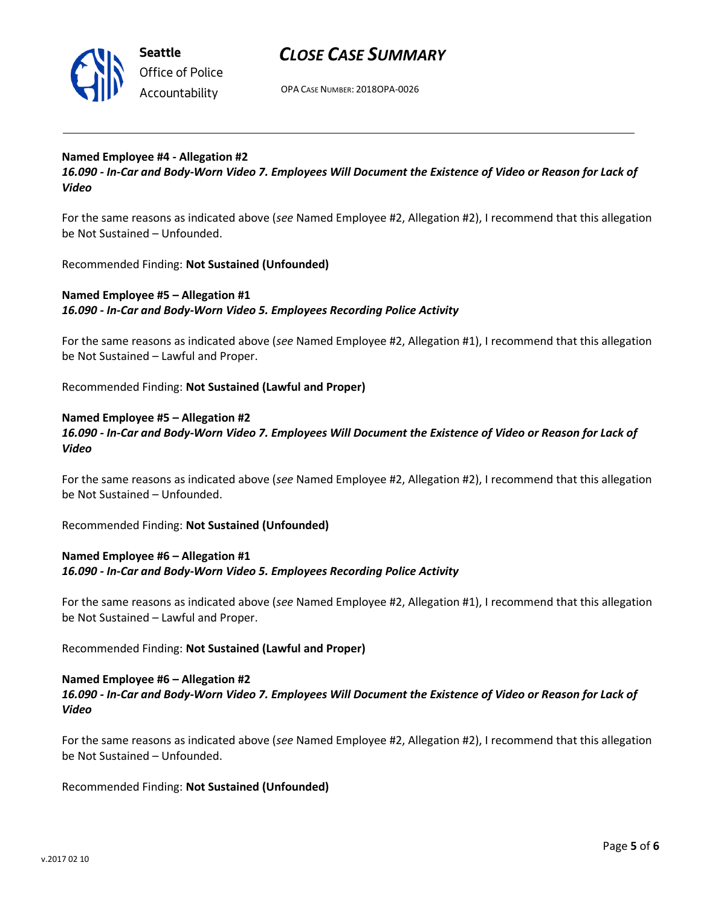**Named Employee #4 - Allegation #2**
***16.090 - In-Car and Body-Worn Video 7. Employees Will Document the Existence of Video or Reason for Lack of Video***

For the same reasons as indicated above (*see* Named Employee #2, Allegation #2), I recommend that this allegation be Not Sustained – Unfounded.

Recommended Finding: **Not Sustained (Unfounded)**

**Named Employee #5 – Allegation #1**
***16.090 - In-Car and Body-Worn Video 5. Employees Recording Police Activity***

For the same reasons as indicated above (*see* Named Employee #2, Allegation #1), I recommend that this allegation be Not Sustained – Lawful and Proper.

Recommended Finding: **Not Sustained (Lawful and Proper)**

**Named Employee #5 – Allegation #2**
***16.090 - In-Car and Body-Worn Video 7. Employees Will Document the Existence of Video or Reason for Lack of Video***

For the same reasons as indicated above (*see* Named Employee #2, Allegation #2), I recommend that this allegation be Not Sustained – Unfounded.

Recommended Finding: **Not Sustained (Unfounded)**

**Named Employee #6 – Allegation #1**
***16.090 - In-Car and Body-Worn Video 5. Employees Recording Police Activity***

For the same reasons as indicated above (*see* Named Employee #2, Allegation #1), I recommend that this allegation be Not Sustained – Lawful and Proper.

Recommended Finding: **Not Sustained (Lawful and Proper)**

**Named Employee #6 – Allegation #2**
***16.090 - In-Car and Body-Worn Video 7. Employees Will Document the Existence of Video or Reason for Lack of Video***

For the same reasons as indicated above (*see* Named Employee #2, Allegation #2), I recommend that this allegation be Not Sustained – Unfounded.

Recommended Finding: **Not Sustained (Unfounded)**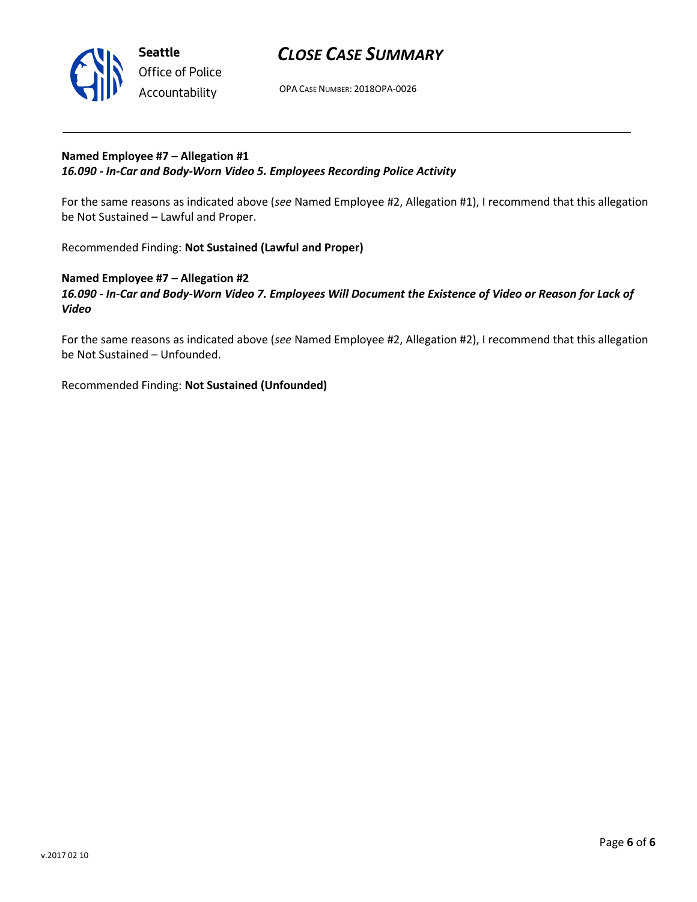**Named Employee #7 – Allegation #1**
***16.090 - In-Car and Body-Worn Video 5. Employees Recording Police Activity***

For the same reasons as indicated above (*see* Named Employee #2, Allegation #1), I recommend that this allegation be Not Sustained – Lawful and Proper.

Recommended Finding: **Not Sustained (Lawful and Proper)**

**Named Employee #7 – Allegation #2**
***16.090 - In-Car and Body-Worn Video 7. Employees Will Document the Existence of Video or Reason for Lack of Video***

For the same reasons as indicated above (*see* Named Employee #2, Allegation #2), I recommend that this allegation be Not Sustained – Unfounded.

Recommended Finding: **Not Sustained (Unfounded)**